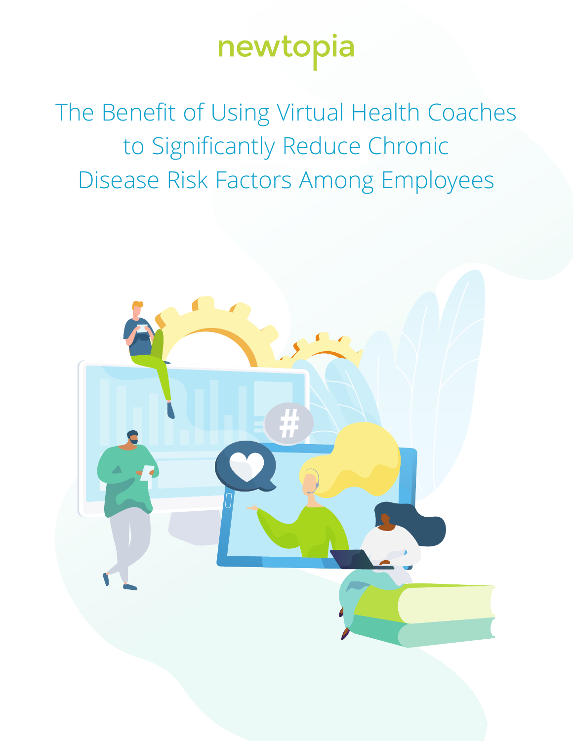newtopia

# The Benefit of Using Virtual Health Coaches to Significantly Reduce Chronic Disease Risk Factors Among Employees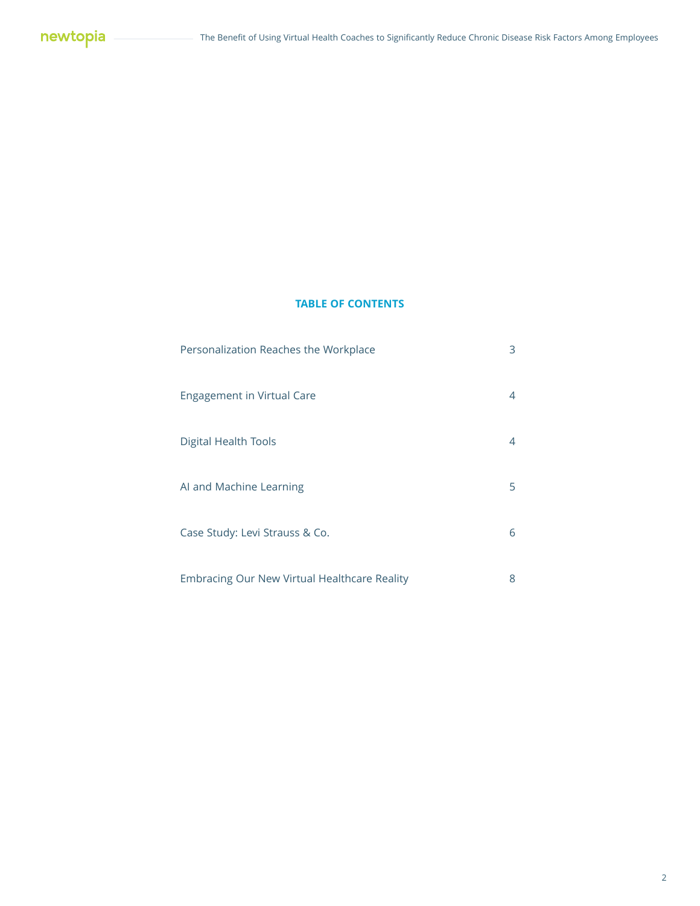## TABLE OF CONTENTS

| | |
|---|---|
| Personalization Reaches the Workplace | 3 |
| Engagement in Virtual Care | 4 |
| Digital Health Tools | 4 |
| AI and Machine Learning | 5 |
| Case Study: Levi Strauss & Co. | 6 |
| Embracing Our New Virtual Healthcare Reality | 8 |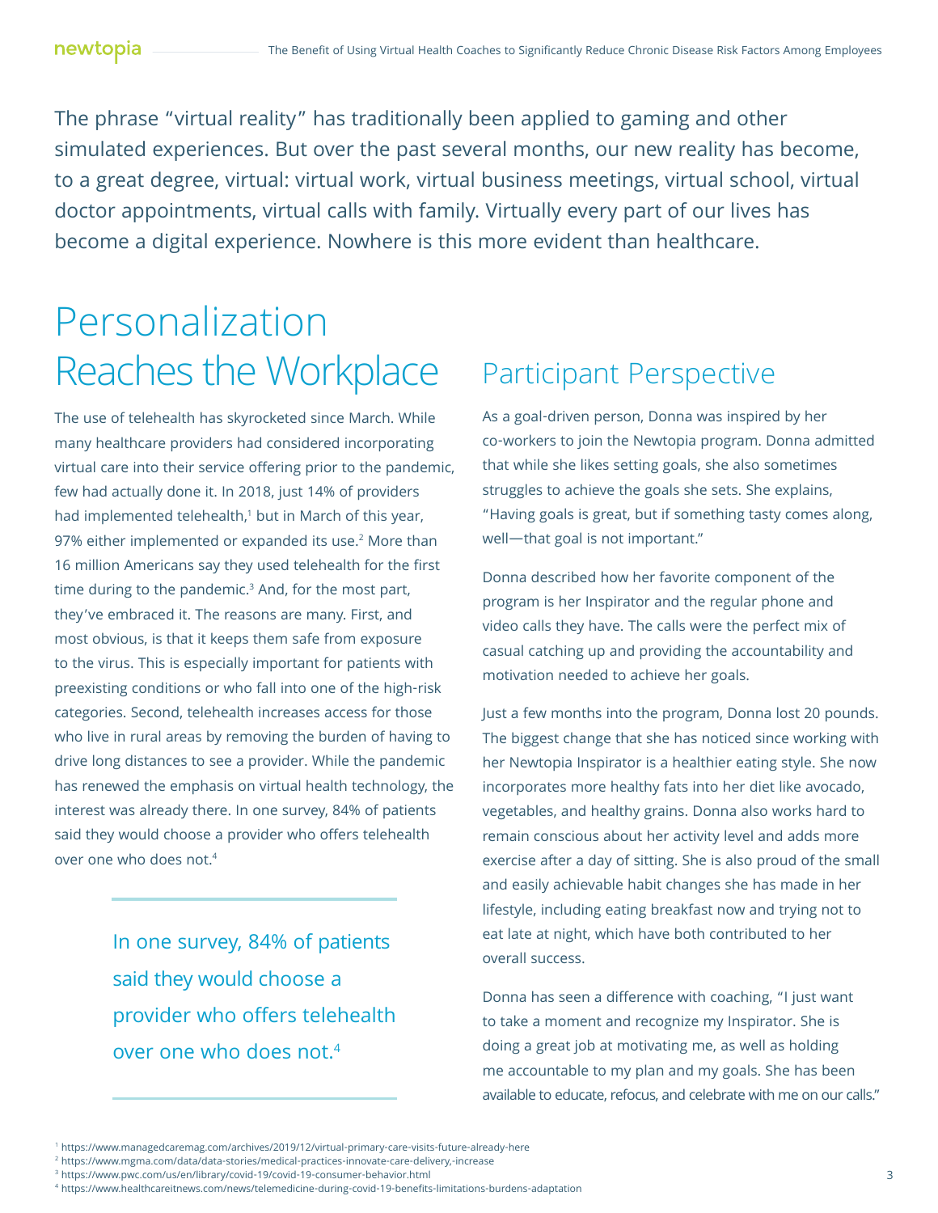The phrase “virtual reality” has traditionally been applied to gaming and other simulated experiences. But over the past several months, our new reality has become, to a great degree, virtual: virtual work, virtual business meetings, virtual school, virtual doctor appointments, virtual calls with family. Virtually every part of our lives has become a digital experience. Nowhere is this more evident than healthcare.

# Personalization Reaches the Workplace

The use of telehealth has skyrocketed since March. While many healthcare providers had considered incorporating virtual care into their service offering prior to the pandemic, few had actually done it. In 2018, just 14% of providers had implemented telehealth,[1] but in March of this year, 97% either implemented or expanded its use.[2] More than 16 million Americans say they used telehealth for the first time during to the pandemic.[3] And, for the most part, they’ve embraced it. The reasons are many. First, and most obvious, is that it keeps them safe from exposure to the virus. This is especially important for patients with preexisting conditions or who fall into one of the high-risk categories. Second, telehealth increases access for those who live in rural areas by removing the burden of having to drive long distances to see a provider. While the pandemic has renewed the emphasis on virtual health technology, the interest was already there. In one survey, 84% of patients said they would choose a provider who offers telehealth over one who does not.[4]

> In one survey, 84% of patients said they would choose a provider who offers telehealth over one who does not.[4]

## Participant Perspective

As a goal-driven person, Donna was inspired by her co-workers to join the Newtopia program. Donna admitted that while she likes setting goals, she also sometimes struggles to achieve the goals she sets. She explains, “Having goals is great, but if something tasty comes along, well—that goal is not important.”

Donna described how her favorite component of the program is her Inspirator and the regular phone and video calls they have. The calls were the perfect mix of casual catching up and providing the accountability and motivation needed to achieve her goals.

Just a few months into the program, Donna lost 20 pounds. The biggest change that she has noticed since working with her Newtopia Inspirator is a healthier eating style. She now incorporates more healthy fats into her diet like avocado, vegetables, and healthy grains. Donna also works hard to remain conscious about her activity level and adds more exercise after a day of sitting. She is also proud of the small and easily achievable habit changes she has made in her lifestyle, including eating breakfast now and trying not to eat late at night, which have both contributed to her overall success.

Donna has seen a difference with coaching, “I just want to take a moment and recognize my Inspirator. She is doing a great job at motivating me, as well as holding me accountable to my plan and my goals. She has been available to educate, refocus, and celebrate with me on our calls.”

---

[1] https://www.managedcaremag.com/archives/2019/12/virtual-primary-care-visits-future-already-here
[2] https://www.mgma.com/data/data-stories/medical-practices-innovate-care-delivery,-increase
[3] https://www.pwc.com/us/en/library/covid-19/covid-19-consumer-behavior.html
[4] https://www.healthcareitnews.com/news/telemedicine-during-covid-19-benefits-limitations-burdens-adaptation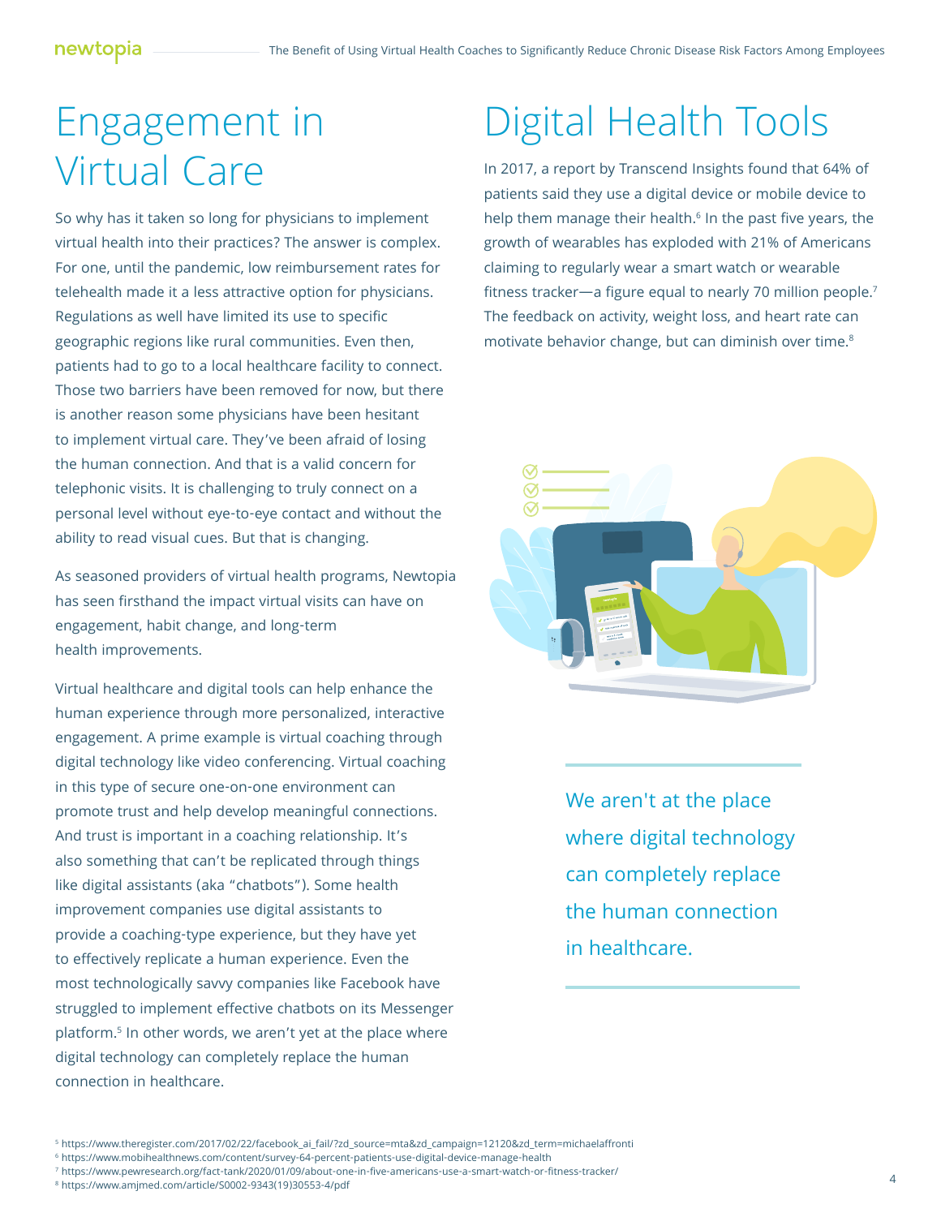# Engagement in Virtual Care

So why has it taken so long for physicians to implement virtual health into their practices? The answer is complex. For one, until the pandemic, low reimbursement rates for telehealth made it a less attractive option for physicians. Regulations as well have limited its use to specific geographic regions like rural communities. Even then, patients had to go to a local healthcare facility to connect. Those two barriers have been removed for now, but there is another reason some physicians have been hesitant to implement virtual care. They've been afraid of losing the human connection. And that is a valid concern for telephonic visits. It is challenging to truly connect on a personal level without eye-to-eye contact and without the ability to read visual cues. But that is changing.

As seasoned providers of virtual health programs, Newtopia has seen firsthand the impact virtual visits can have on engagement, habit change, and long-term health improvements.

Virtual healthcare and digital tools can help enhance the human experience through more personalized, interactive engagement. A prime example is virtual coaching through digital technology like video conferencing. Virtual coaching in this type of secure one-on-one environment can promote trust and help develop meaningful connections. And trust is important in a coaching relationship. It's also something that can't be replicated through things like digital assistants (aka "chatbots"). Some health improvement companies use digital assistants to provide a coaching-type experience, but they have yet to effectively replicate a human experience. Even the most technologically savvy companies like Facebook have struggled to implement effective chatbots on its Messenger platform.[5] In other words, we aren't yet at the place where digital technology can completely replace the human connection in healthcare.

# Digital Health Tools

In 2017, a report by Transcend Insights found that 64% of patients said they use a digital device or mobile device to help them manage their health.[6] In the past five years, the growth of wearables has exploded with 21% of Americans claiming to regularly wear a smart watch or wearable fitness tracker—a figure equal to nearly 70 million people.[7] The feedback on activity, weight loss, and heart rate can motivate behavior change, but can diminish over time.[8]

> We aren't at the place where digital technology can completely replace the human connection in healthcare.

[5] https://www.theregister.com/2017/02/22/facebook_ai_fail/?zd_source=mta&zd_campaign=12120&zd_term=michaelaffronti
[6] https://www.mobihealthnews.com/content/survey-64-percent-patients-use-digital-device-manage-health
[7] https://www.pewresearch.org/fact-tank/2020/01/09/about-one-in-five-americans-use-a-smart-watch-or-fitness-tracker/
[8] https://www.amjmed.com/article/S0002-9343(19)30553-4/pdf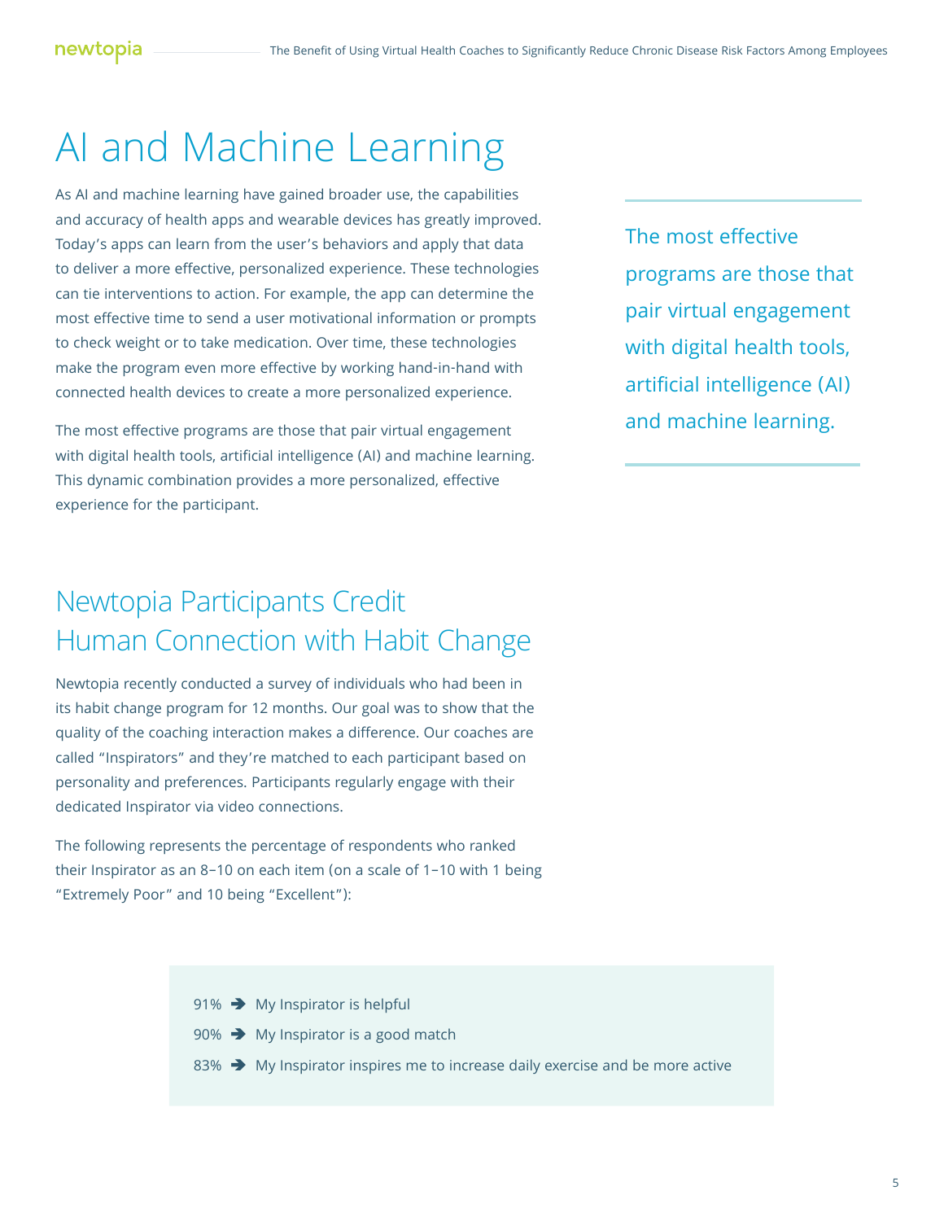# AI and Machine Learning

As AI and machine learning have gained broader use, the capabilities and accuracy of health apps and wearable devices has greatly improved. Today's apps can learn from the user's behaviors and apply that data to deliver a more effective, personalized experience. These technologies can tie interventions to action. For example, the app can determine the most effective time to send a user motivational information or prompts to check weight or to take medication. Over time, these technologies make the program even more effective by working hand-in-hand with connected health devices to create a more personalized experience.

The most effective programs are those that pair virtual engagement with digital health tools, artificial intelligence (AI) and machine learning. This dynamic combination provides a more personalized, effective experience for the participant.

> The most effective programs are those that pair virtual engagement with digital health tools, artificial intelligence (AI) and machine learning.

## Newtopia Participants Credit Human Connection with Habit Change

Newtopia recently conducted a survey of individuals who had been in its habit change program for 12 months. Our goal was to show that the quality of the coaching interaction makes a difference. Our coaches are called "Inspirators" and they're matched to each participant based on personality and preferences. Participants regularly engage with their dedicated Inspirator via video connections.

The following represents the percentage of respondents who ranked their Inspirator as an 8–10 on each item (on a scale of 1–10 with 1 being "Extremely Poor" and 10 being "Excellent"):

- 91% ➔ My Inspirator is helpful
- 90% ➔ My Inspirator is a good match
- 83% ➔ My Inspirator inspires me to increase daily exercise and be more active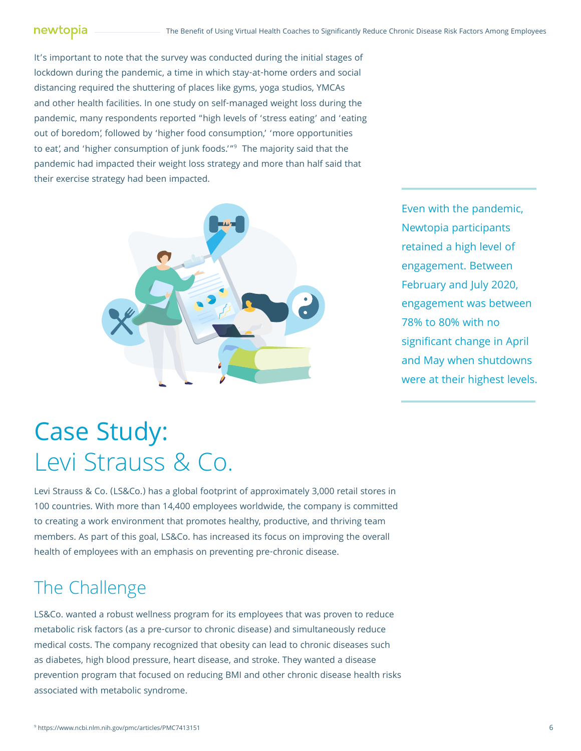It's important to note that the survey was conducted during the initial stages of lockdown during the pandemic, a time in which stay-at-home orders and social distancing required the shuttering of places like gyms, yoga studios, YMCAs and other health facilities. In one study on self-managed weight loss during the pandemic, many respondents reported "high levels of 'stress eating' and 'eating out of boredom', followed by 'higher food consumption,' 'more opportunities to eat', and 'higher consumption of junk foods.'"[9] The majority said that the pandemic had impacted their weight loss strategy and more than half said that their exercise strategy had been impacted.

Even with the pandemic, Newtopia participants retained a high level of engagement. Between February and July 2020, engagement was between 78% to 80% with no significant change in April and May when shutdowns were at their highest levels.

# Case Study: Levi Strauss & Co.

Levi Strauss & Co. (LS&Co.) has a global footprint of approximately 3,000 retail stores in 100 countries. With more than 14,400 employees worldwide, the company is committed to creating a work environment that promotes healthy, productive, and thriving team members. As part of this goal, LS&Co. has increased its focus on improving the overall health of employees with an emphasis on preventing pre-chronic disease.

## The Challenge

LS&Co. wanted a robust wellness program for its employees that was proven to reduce metabolic risk factors (as a pre-cursor to chronic disease) and simultaneously reduce medical costs. The company recognized that obesity can lead to chronic diseases such as diabetes, high blood pressure, heart disease, and stroke. They wanted a disease prevention program that focused on reducing BMI and other chronic disease health risks associated with metabolic syndrome.

[9] https://www.ncbi.nlm.nih.gov/pmc/articles/PMC7413151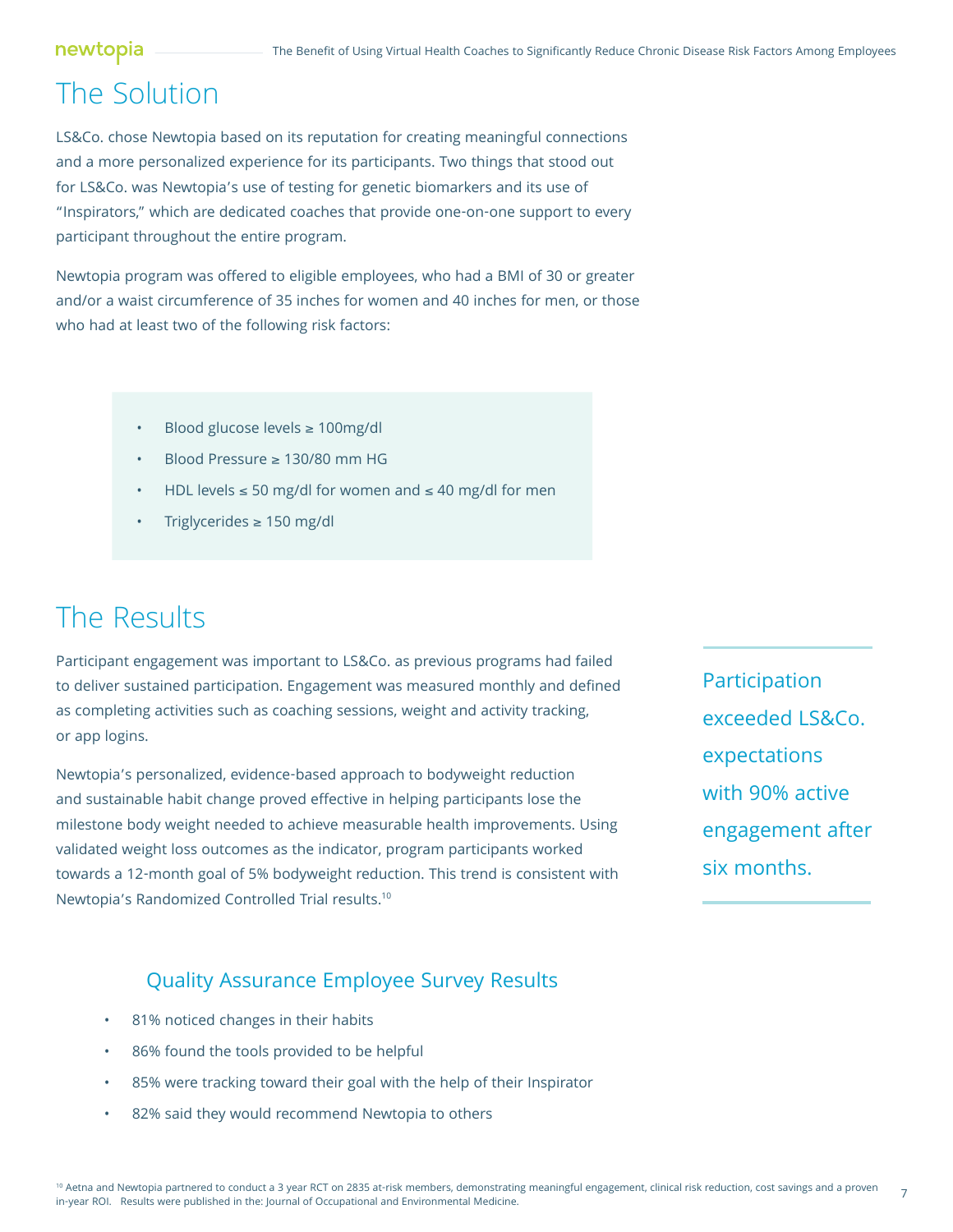# The Solution

LS&Co. chose Newtopia based on its reputation for creating meaningful connections and a more personalized experience for its participants. Two things that stood out for LS&Co. was Newtopia's use of testing for genetic biomarkers and its use of "Inspirators," which are dedicated coaches that provide one-on-one support to every participant throughout the entire program.

Newtopia program was offered to eligible employees, who had a BMI of 30 or greater and/or a waist circumference of 35 inches for women and 40 inches for men, or those who had at least two of the following risk factors:

- Blood glucose levels ≥ 100mg/dl
- Blood Pressure ≥ 130/80 mm HG
- HDL levels ≤ 50 mg/dl for women and ≤ 40 mg/dl for men
- Triglycerides ≥ 150 mg/dl

# The Results

Participant engagement was important to LS&Co. as previous programs had failed to deliver sustained participation. Engagement was measured monthly and defined as completing activities such as coaching sessions, weight and activity tracking, or app logins.

Newtopia's personalized, evidence-based approach to bodyweight reduction and sustainable habit change proved effective in helping participants lose the milestone body weight needed to achieve measurable health improvements. Using validated weight loss outcomes as the indicator, program participants worked towards a 12-month goal of 5% bodyweight reduction. This trend is consistent with Newtopia's Randomized Controlled Trial results.[10]

> Participation exceeded LS&Co. expectations with 90% active engagement after six months.

## Quality Assurance Employee Survey Results

- 81% noticed changes in their habits
- 86% found the tools provided to be helpful
- 85% were tracking toward their goal with the help of their Inspirator
- 82% said they would recommend Newtopia to others

[10] Aetna and Newtopia partnered to conduct a 3 year RCT on 2835 at-risk members, demonstrating meaningful engagement, clinical risk reduction, cost savings and a proven in-year ROI. Results were published in the: Journal of Occupational and Environmental Medicine.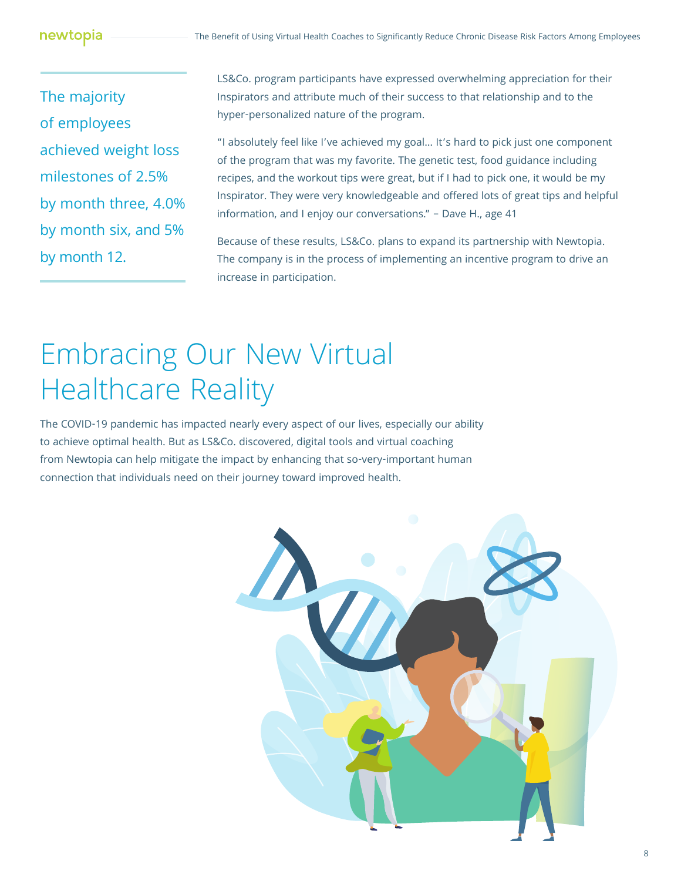The majority of employees achieved weight loss milestones of 2.5% by month three, 4.0% by month six, and 5% by month 12.

LS&Co. program participants have expressed overwhelming appreciation for their Inspirators and attribute much of their success to that relationship and to the hyper-personalized nature of the program.

"I absolutely feel like I've achieved my goal... It's hard to pick just one component of the program that was my favorite. The genetic test, food guidance including recipes, and the workout tips were great, but if I had to pick one, it would be my Inspirator. They were very knowledgeable and offered lots of great tips and helpful information, and I enjoy our conversations." – Dave H., age 41

Because of these results, LS&Co. plans to expand its partnership with Newtopia. The company is in the process of implementing an incentive program to drive an increase in participation.

# Embracing Our New Virtual Healthcare Reality

The COVID-19 pandemic has impacted nearly every aspect of our lives, especially our ability to achieve optimal health. But as LS&Co. discovered, digital tools and virtual coaching from Newtopia can help mitigate the impact by enhancing that so-very-important human connection that individuals need on their journey toward improved health.